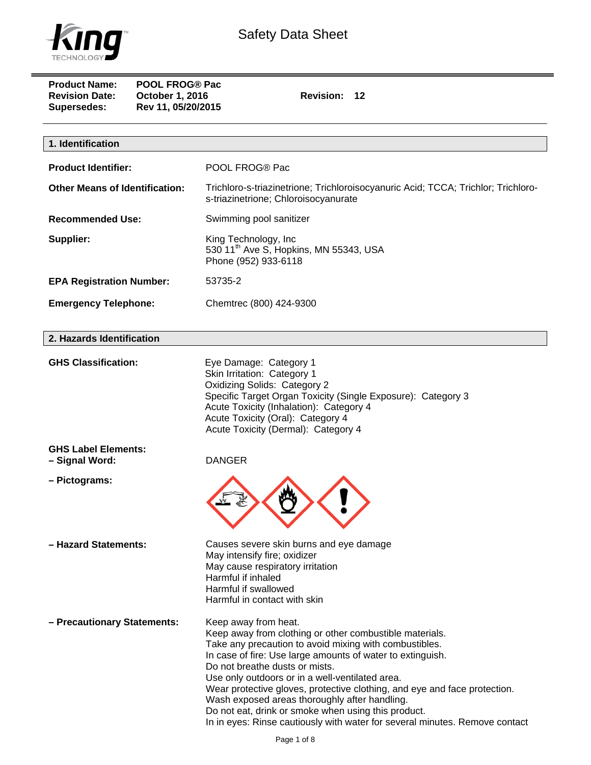# Safety Data Sheet

**Product Name:** POOL FROG® Pac
**Revision Date:** October 1, 2016 **Revision:** 12
**Supersedes:** Rev 11, 05/20/2015

## 1. Identification

**Product Identifier:** POOL FROG® Pac

**Other Means of Identification:** Trichloro-s-triazinetrione; Trichloroisocyanuric Acid; TCCA; Trichlor; Trichloro-s-triazinetrione; Chloroisocyanurate

**Recommended Use:** Swimming pool sanitizer

**Supplier:** King Technology, Inc
530 11th Ave S, Hopkins, MN 55343, USA
Phone (952) 933-6118

**EPA Registration Number:** 53735-2

**Emergency Telephone:** Chemtrec (800) 424-9300

## 2. Hazards Identification

**GHS Classification:**
Eye Damage: Category 1
Skin Irritation: Category 1
Oxidizing Solids: Category 2
Specific Target Organ Toxicity (Single Exposure): Category 3
Acute Toxicity (Inhalation): Category 4
Acute Toxicity (Oral): Category 4
Acute Toxicity (Dermal): Category 4

**GHS Label Elements:**
**– Signal Word:** DANGER

**– Pictograms:**

**– Hazard Statements:**
Causes severe skin burns and eye damage
May intensify fire; oxidizer
May cause respiratory irritation
Harmful if inhaled
Harmful if swallowed
Harmful in contact with skin

**– Precautionary Statements:**
Keep away from heat.
Keep away from clothing or other combustible materials.
Take any precaution to avoid mixing with combustibles.
In case of fire: Use large amounts of water to extinguish.
Do not breathe dusts or mists.
Use only outdoors or in a well-ventilated area.
Wear protective gloves, protective clothing, and eye and face protection.
Wash exposed areas thoroughly after handling.
Do not eat, drink or smoke when using this product.
In in eyes: Rinse cautiously with water for several minutes. Remove contact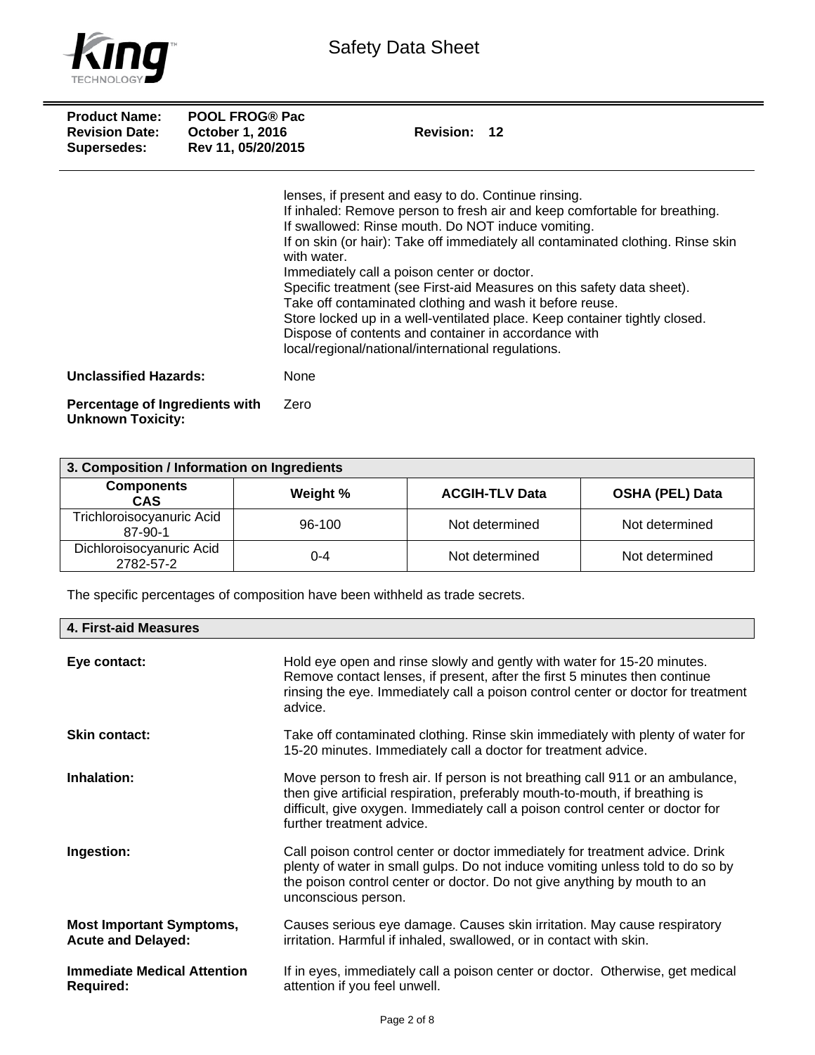| | |
|---|---|
| **Product Name:** | **POOL FROG® Pac** |
| **Revision Date:** | **October 1, 2016** — **Revision: 12** |
| **Supersedes:** | **Rev 11, 05/20/2015** |

lenses, if present and easy to do. Continue rinsing.
If inhaled: Remove person to fresh air and keep comfortable for breathing.
If swallowed: Rinse mouth. Do NOT induce vomiting.
If on skin (or hair): Take off immediately all contaminated clothing. Rinse skin with water.
Immediately call a poison center or doctor.
Specific treatment (see First-aid Measures on this safety data sheet).
Take off contaminated clothing and wash it before reuse.
Store locked up in a well-ventilated place. Keep container tightly closed.
Dispose of contents and container in accordance with local/regional/national/international regulations.

**Unclassified Hazards:** None

**Percentage of Ingredients with Unknown Toxicity:** Zero

## 3. Composition / Information on Ingredients

| Components CAS | Weight % | ACGIH-TLV Data | OSHA (PEL) Data |
|---|---|---|---|
| Trichloroisocyanuric Acid 87-90-1 | 96-100 | Not determined | Not determined |
| Dichloroisocyanuric Acid 2782-57-2 | 0-4 | Not determined | Not determined |

The specific percentages of composition have been withheld as trade secrets.

## 4. First-aid Measures

**Eye contact:** Hold eye open and rinse slowly and gently with water for 15-20 minutes. Remove contact lenses, if present, after the first 5 minutes then continue rinsing the eye. Immediately call a poison control center or doctor for treatment advice.

**Skin contact:** Take off contaminated clothing. Rinse skin immediately with plenty of water for 15-20 minutes. Immediately call a doctor for treatment advice.

**Inhalation:** Move person to fresh air. If person is not breathing call 911 or an ambulance, then give artificial respiration, preferably mouth-to-mouth, if breathing is difficult, give oxygen. Immediately call a poison control center or doctor for further treatment advice.

**Ingestion:** Call poison control center or doctor immediately for treatment advice. Drink plenty of water in small gulps. Do not induce vomiting unless told to do so by the poison control center or doctor. Do not give anything by mouth to an unconscious person.

**Most Important Symptoms, Acute and Delayed:** Causes serious eye damage. Causes skin irritation. May cause respiratory irritation. Harmful if inhaled, swallowed, or in contact with skin.

**Immediate Medical Attention Required:** If in eyes, immediately call a poison center or doctor. Otherwise, get medical attention if you feel unwell.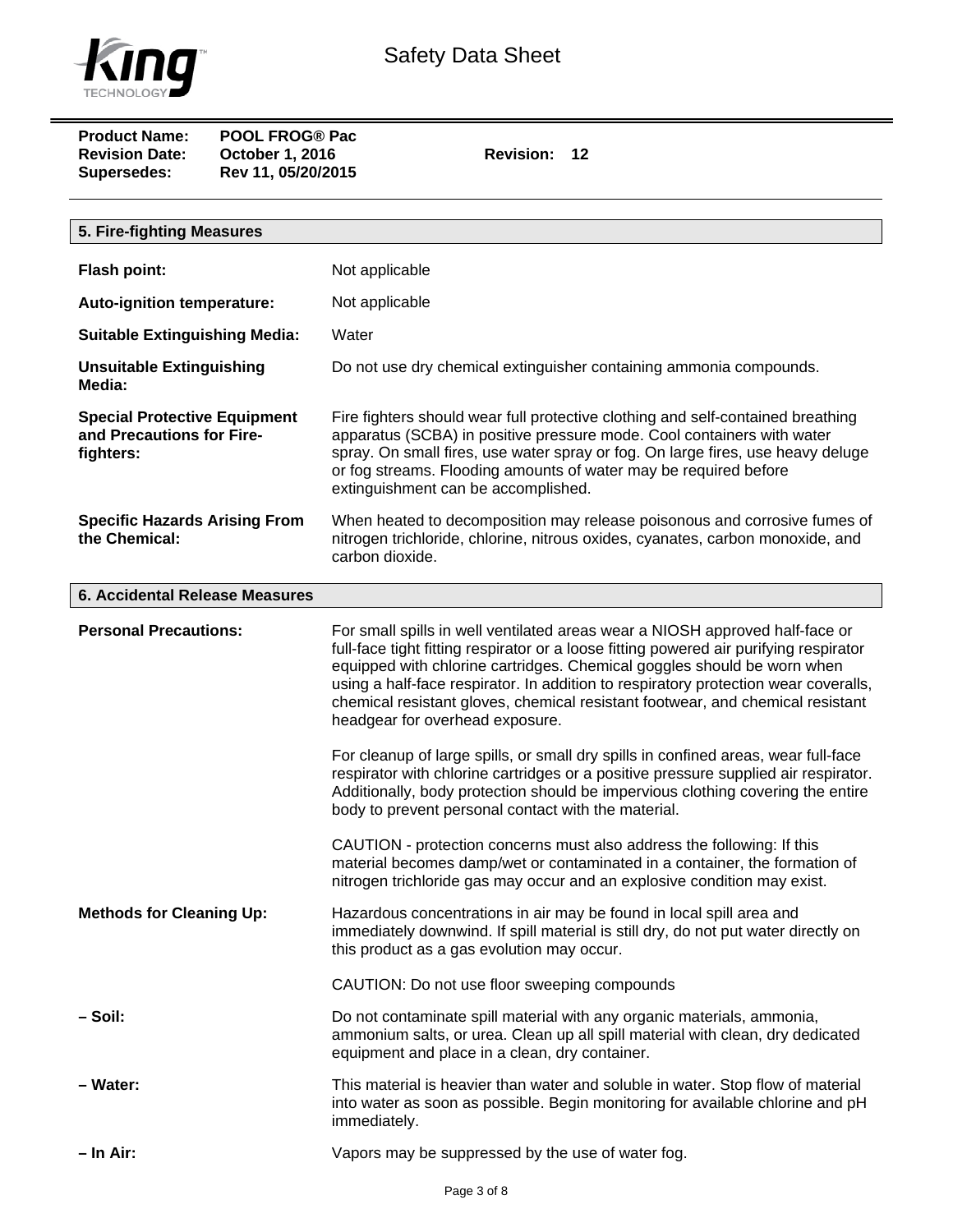**Product Name:** POOL FROG® Pac
**Revision Date:** October 1, 2016 **Revision:** 12
**Supersedes:** Rev 11, 05/20/2015

## 5. Fire-fighting Measures

**Flash point:** Not applicable

**Auto-ignition temperature:** Not applicable

**Suitable Extinguishing Media:** Water

**Unsuitable Extinguishing Media:** Do not use dry chemical extinguisher containing ammonia compounds.

**Special Protective Equipment and Precautions for Fire-fighters:** Fire fighters should wear full protective clothing and self-contained breathing apparatus (SCBA) in positive pressure mode. Cool containers with water spray. On small fires, use water spray or fog. On large fires, use heavy deluge or fog streams. Flooding amounts of water may be required before extinguishment can be accomplished.

**Specific Hazards Arising From the Chemical:** When heated to decomposition may release poisonous and corrosive fumes of nitrogen trichloride, chlorine, nitrous oxides, cyanates, carbon monoxide, and carbon dioxide.

## 6. Accidental Release Measures

**Personal Precautions:** For small spills in well ventilated areas wear a NIOSH approved half-face or full-face tight fitting respirator or a loose fitting powered air purifying respirator equipped with chlorine cartridges. Chemical goggles should be worn when using a half-face respirator. In addition to respiratory protection wear coveralls, chemical resistant gloves, chemical resistant footwear, and chemical resistant headgear for overhead exposure.

For cleanup of large spills, or small dry spills in confined areas, wear full-face respirator with chlorine cartridges or a positive pressure supplied air respirator. Additionally, body protection should be impervious clothing covering the entire body to prevent personal contact with the material.

CAUTION - protection concerns must also address the following: If this material becomes damp/wet or contaminated in a container, the formation of nitrogen trichloride gas may occur and an explosive condition may exist.

**Methods for Cleaning Up:** Hazardous concentrations in air may be found in local spill area and immediately downwind. If spill material is still dry, do not put water directly on this product as a gas evolution may occur.

CAUTION: Do not use floor sweeping compounds

**– Soil:** Do not contaminate spill material with any organic materials, ammonia, ammonium salts, or urea. Clean up all spill material with clean, dry dedicated equipment and place in a clean, dry container.

**– Water:** This material is heavier than water and soluble in water. Stop flow of material into water as soon as possible. Begin monitoring for available chlorine and pH immediately.

**– In Air:** Vapors may be suppressed by the use of water fog.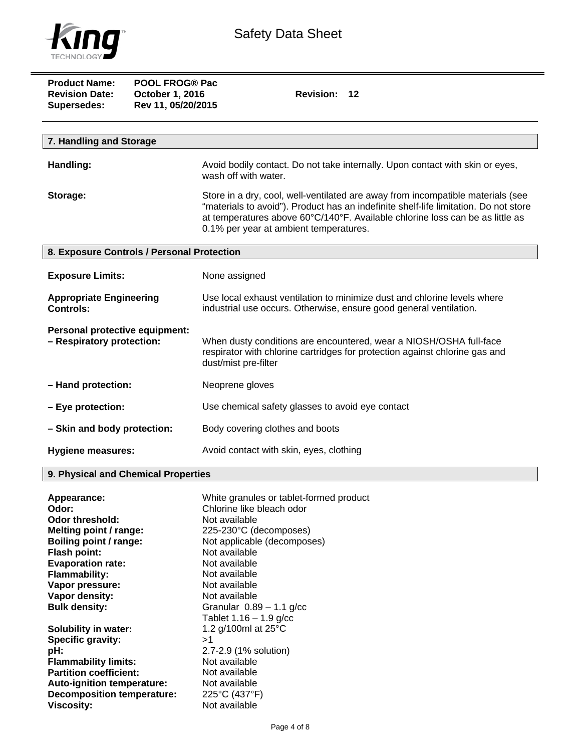**Product Name:** POOL FROG® Pac
**Revision Date:** October 1, 2016 **Revision:** 12
**Supersedes:** Rev 11, 05/20/2015

## 7. Handling and Storage

**Handling:** Avoid bodily contact. Do not take internally. Upon contact with skin or eyes, wash off with water.

**Storage:** Store in a dry, cool, well-ventilated are away from incompatible materials (see "materials to avoid"). Product has an indefinite shelf-life limitation. Do not store at temperatures above 60°C/140°F. Available chlorine loss can be as little as 0.1% per year at ambient temperatures.

## 8. Exposure Controls / Personal Protection

**Exposure Limits:** None assigned

**Appropriate Engineering Controls:** Use local exhaust ventilation to minimize dust and chlorine levels where industrial use occurs. Otherwise, ensure good general ventilation.

**Personal protective equipment:**

**– Respiratory protection:** When dusty conditions are encountered, wear a NIOSH/OSHA full-face respirator with chlorine cartridges for protection against chlorine gas and dust/mist pre-filter

**– Hand protection:** Neoprene gloves

**– Eye protection:** Use chemical safety glasses to avoid eye contact

**– Skin and body protection:** Body covering clothes and boots

**Hygiene measures:** Avoid contact with skin, eyes, clothing

## 9. Physical and Chemical Properties

**Appearance:** White granules or tablet-formed product
**Odor:** Chlorine like bleach odor
**Odor threshold:** Not available
**Melting point / range:** 225-230°C (decomposes)
**Boiling point / range:** Not applicable (decomposes)
**Flash point:** Not available
**Evaporation rate:** Not available
**Flammability:** Not available
**Vapor pressure:** Not available
**Vapor density:** Not available
**Bulk density:** Granular 0.89 – 1.1 g/cc
Tablet 1.16 – 1.9 g/cc
**Solubility in water:** 1.2 g/100ml at 25°C
**Specific gravity:** >1
**pH:** 2.7-2.9 (1% solution)
**Flammability limits:** Not available
**Partition coefficient:** Not available
**Auto-ignition temperature:** Not available
**Decomposition temperature:** 225°C (437°F)
**Viscosity:** Not available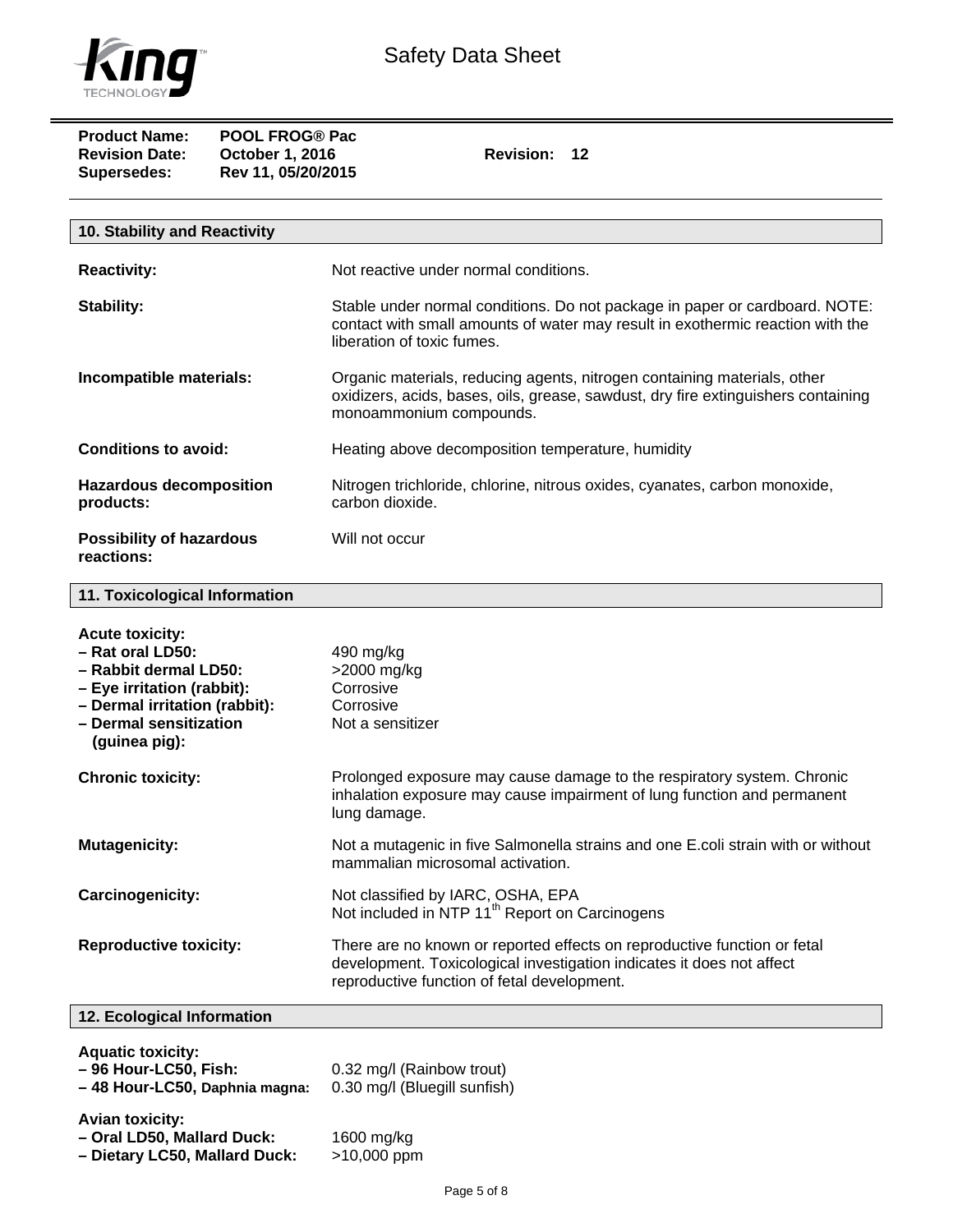**Product Name:** POOL FROG® Pac
**Revision Date:** October 1, 2016 **Revision:** 12
**Supersedes:** Rev 11, 05/20/2015

## 10. Stability and Reactivity

| | |
|---|---|
| **Reactivity:** | Not reactive under normal conditions. |
| **Stability:** | Stable under normal conditions. Do not package in paper or cardboard. NOTE: contact with small amounts of water may result in exothermic reaction with the liberation of toxic fumes. |
| **Incompatible materials:** | Organic materials, reducing agents, nitrogen containing materials, other oxidizers, acids, bases, oils, grease, sawdust, dry fire extinguishers containing monoammonium compounds. |
| **Conditions to avoid:** | Heating above decomposition temperature, humidity |
| **Hazardous decomposition products:** | Nitrogen trichloride, chlorine, nitrous oxides, cyanates, carbon monoxide, carbon dioxide. |
| **Possibility of hazardous reactions:** | Will not occur |

## 11. Toxicological Information

**Acute toxicity:**

| | |
|---|---|
| **– Rat oral LD50:** | 490 mg/kg |
| **– Rabbit dermal LD50:** | >2000 mg/kg |
| **– Eye irritation (rabbit):** | Corrosive |
| **– Dermal irritation (rabbit):** | Corrosive |
| **– Dermal sensitization (guinea pig):** | Not a sensitizer |

| | |
|---|---|
| **Chronic toxicity:** | Prolonged exposure may cause damage to the respiratory system. Chronic inhalation exposure may cause impairment of lung function and permanent lung damage. |
| **Mutagenicity:** | Not a mutagenic in five Salmonella strains and one E.coli strain with or without mammalian microsomal activation. |
| **Carcinogenicity:** | Not classified by IARC, OSHA, EPA<br>Not included in NTP 11th Report on Carcinogens |
| **Reproductive toxicity:** | There are no known or reported effects on reproductive function or fetal development. Toxicological investigation indicates it does not affect reproductive function of fetal development. |

## 12. Ecological Information

**Aquatic toxicity:**

| | |
|---|---|
| **– 96 Hour-LC50, Fish:** | 0.32 mg/l (Rainbow trout) |
| **– 48 Hour-LC50, Daphnia magna:** | 0.30 mg/l (Bluegill sunfish) |

**Avian toxicity:**

| | |
|---|---|
| **– Oral LD50, Mallard Duck:** | 1600 mg/kg |
| **– Dietary LC50, Mallard Duck:** | >10,000 ppm |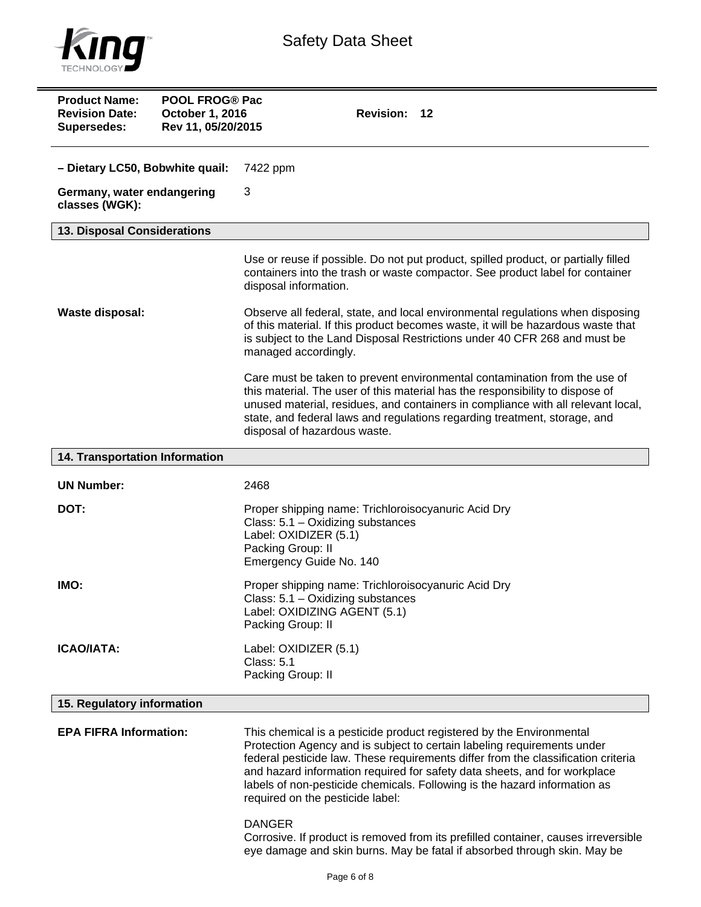**– Dietary LC50, Bobwhite quail:** 7422 ppm

**Germany, water endangering classes (WGK):** 3

## 13. Disposal Considerations

Use or reuse if possible. Do not put product, spilled product, or partially filled containers into the trash or waste compactor. See product label for container disposal information.

**Waste disposal:** Observe all federal, state, and local environmental regulations when disposing of this material. If this product becomes waste, it will be hazardous waste that is subject to the Land Disposal Restrictions under 40 CFR 268 and must be managed accordingly.

Care must be taken to prevent environmental contamination from the use of this material. The user of this material has the responsibility to dispose of unused material, residues, and containers in compliance with all relevant local, state, and federal laws and regulations regarding treatment, storage, and disposal of hazardous waste.

## 14. Transportation Information

**UN Number:** 2468

**DOT:**
Proper shipping name: Trichloroisocyanuric Acid Dry
Class: 5.1 – Oxidizing substances
Label: OXIDIZER (5.1)
Packing Group: II
Emergency Guide No. 140

**IMO:**
Proper shipping name: Trichloroisocyanuric Acid Dry
Class: 5.1 – Oxidizing substances
Label: OXIDIZING AGENT (5.1)
Packing Group: II

**ICAO/IATA:**
Label: OXIDIZER (5.1)
Class: 5.1
Packing Group: II

## 15. Regulatory information

**EPA FIFRA Information:** This chemical is a pesticide product registered by the Environmental Protection Agency and is subject to certain labeling requirements under federal pesticide law. These requirements differ from the classification criteria and hazard information required for safety data sheets, and for workplace labels of non-pesticide chemicals. Following is the hazard information as required on the pesticide label:

DANGER
Corrosive. If product is removed from its prefilled container, causes irreversible eye damage and skin burns. May be fatal if absorbed through skin. May be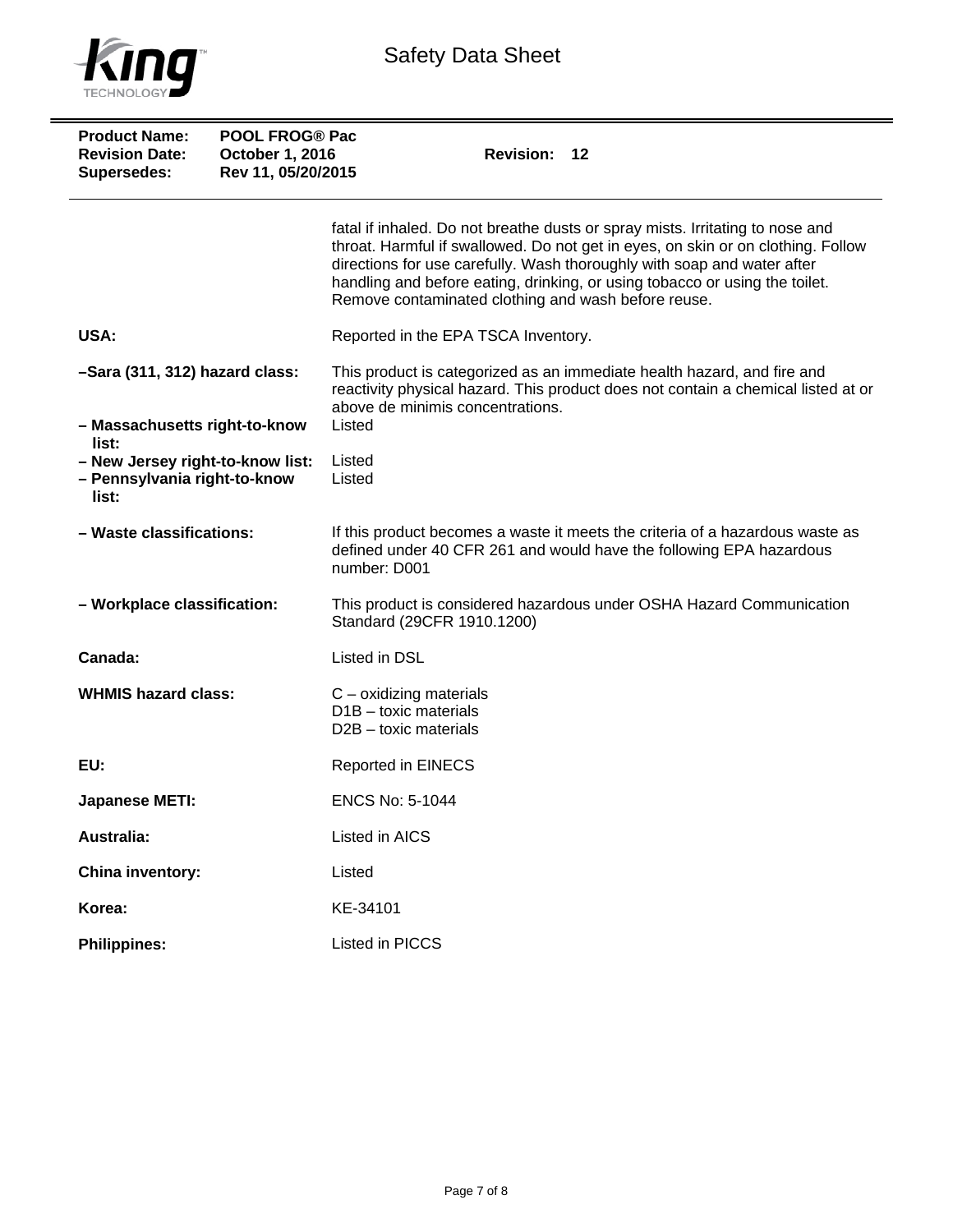fatal if inhaled. Do not breathe dusts or spray mists. Irritating to nose and throat. Harmful if swallowed. Do not get in eyes, on skin or on clothing. Follow directions for use carefully. Wash thoroughly with soap and water after handling and before eating, drinking, or using tobacco or using the toilet. Remove contaminated clothing and wash before reuse.

| | |
|---|---|
| **USA:** | Reported in the EPA TSCA Inventory. |
| **–Sara (311, 312) hazard class:** | This product is categorized as an immediate health hazard, and fire and reactivity physical hazard. This product does not contain a chemical listed at or above de minimis concentrations. |
| **– Massachusetts right-to-know list:** | Listed |
| **– New Jersey right-to-know list:** | Listed |
| **– Pennsylvania right-to-know list:** | Listed |
| **– Waste classifications:** | If this product becomes a waste it meets the criteria of a hazardous waste as defined under 40 CFR 261 and would have the following EPA hazardous number: D001 |
| **– Workplace classification:** | This product is considered hazardous under OSHA Hazard Communication Standard (29CFR 1910.1200) |
| **Canada:** | Listed in DSL |
| **WHMIS hazard class:** | C – oxidizing materials<br>D1B – toxic materials<br>D2B – toxic materials |
| **EU:** | Reported in EINECS |
| **Japanese METI:** | ENCS No: 5-1044 |
| **Australia:** | Listed in AICS |
| **China inventory:** | Listed |
| **Korea:** | KE-34101 |
| **Philippines:** | Listed in PICCS |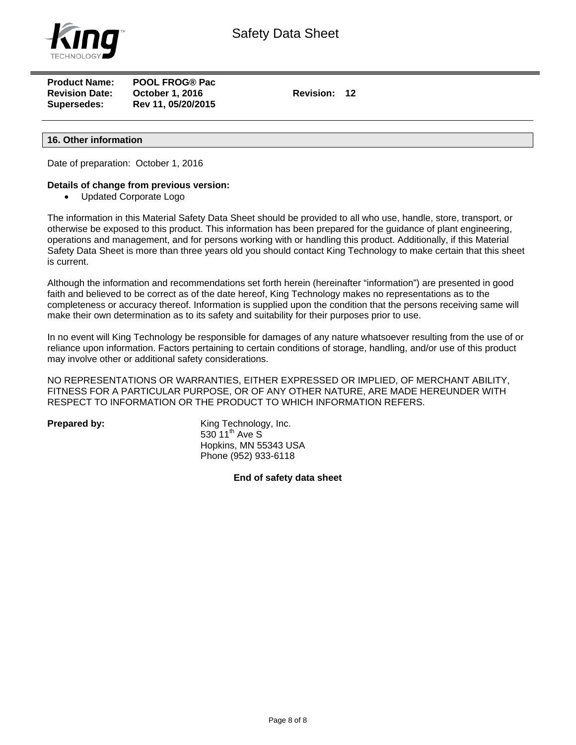**Product Name:** POOL FROG® Pac
**Revision Date:** October 1, 2016 **Revision:** 12
**Supersedes:** Rev 11, 05/20/2015

## 16. Other information

Date of preparation: October 1, 2016

**Details of change from previous version:**

- Updated Corporate Logo

The information in this Material Safety Data Sheet should be provided to all who use, handle, store, transport, or otherwise be exposed to this product. This information has been prepared for the guidance of plant engineering, operations and management, and for persons working with or handling this product. Additionally, if this Material Safety Data Sheet is more than three years old you should contact King Technology to make certain that this sheet is current.

Although the information and recommendations set forth herein (hereinafter "information") are presented in good faith and believed to be correct as of the date hereof, King Technology makes no representations as to the completeness or accuracy thereof. Information is supplied upon the condition that the persons receiving same will make their own determination as to its safety and suitability for their purposes prior to use.

In no event will King Technology be responsible for damages of any nature whatsoever resulting from the use of or reliance upon information. Factors pertaining to certain conditions of storage, handling, and/or use of this product may involve other or additional safety considerations.

NO REPRESENTATIONS OR WARRANTIES, EITHER EXPRESSED OR IMPLIED, OF MERCHANT ABILITY, FITNESS FOR A PARTICULAR PURPOSE, OR OF ANY OTHER NATURE, ARE MADE HEREUNDER WITH RESPECT TO INFORMATION OR THE PRODUCT TO WHICH INFORMATION REFERS.

**Prepared by:**

King Technology, Inc.
530 11th Ave S
Hopkins, MN 55343 USA
Phone (952) 933-6118

**End of safety data sheet**